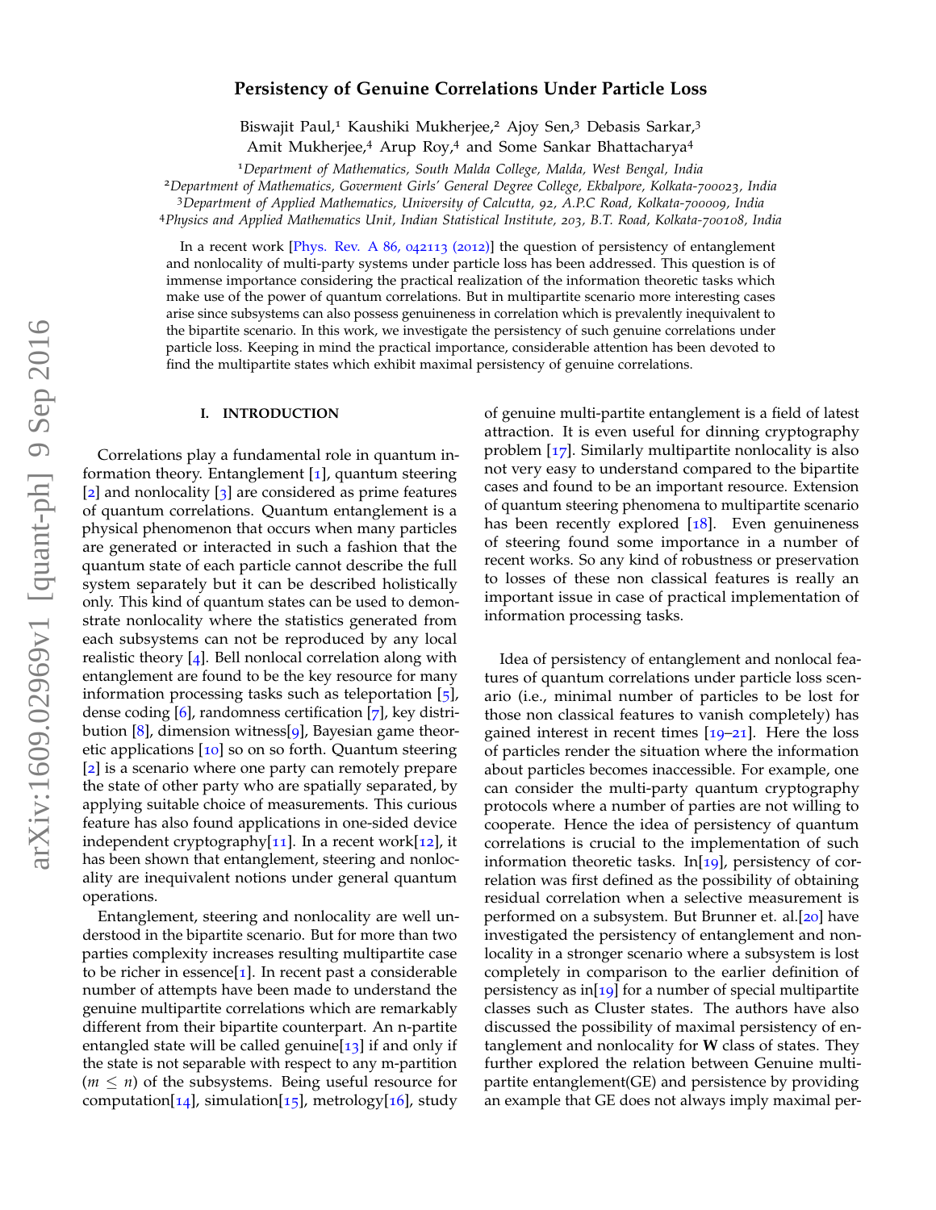# Persistency of Genuine Correlations Under Particle Loss

Biswajit Paul,[1] Kaushiki Mukherjee,[2] Ajoy Sen,[3] Debasis Sarkar,[3] Amit Mukherjee,[4] Arup Roy,[4] and Some Sankar Bhattacharya[4]

[1]*Department of Mathematics, South Malda College, Malda, West Bengal, India*
[2]*Department of Mathematics, Goverment Girls' General Degree College, Ekbalpore, Kolkata-700023, India*
[3]*Department of Applied Mathematics, University of Calcutta, 92, A.P.C Road, Kolkata-700009, India*
[4]*Physics and Applied Mathematics Unit, Indian Statistical Institute, 203, B.T. Road, Kolkata-700108, India*

In a recent work [Phys. Rev. A 86, 042113 (2012)] the question of persistency of entanglement and nonlocality of multi-party systems under particle loss has been addressed. This question is of immense importance considering the practical realization of the information theoretic tasks which make use of the power of quantum correlations. But in multipartite scenario more interesting cases arise since subsystems can also possess genuineness in correlation which is prevalently inequivalent to the bipartite scenario. In this work, we investigate the persistency of such genuine correlations under particle loss. Keeping in mind the practical importance, considerable attention has been devoted to find the multipartite states which exhibit maximal persistency of genuine correlations.

## I. INTRODUCTION

Correlations play a fundamental role in quantum information theory. Entanglement [1], quantum steering [2] and nonlocality [3] are considered as prime features of quantum correlations. Quantum entanglement is a physical phenomenon that occurs when many particles are generated or interacted in such a fashion that the quantum state of each particle cannot describe the full system separately but it can be described holistically only. This kind of quantum states can be used to demonstrate nonlocality where the statistics generated from each subsystems can not be reproduced by any local realistic theory [4]. Bell nonlocal correlation along with entanglement are found to be the key resource for many information processing tasks such as teleportation [5], dense coding [6], randomness certification [7], key distribution [8], dimension witness[9], Bayesian game theoretic applications [10] so on so forth. Quantum steering [2] is a scenario where one party can remotely prepare the state of other party who are spatially separated, by applying suitable choice of measurements. This curious feature has also found applications in one-sided device independent cryptography[11]. In a recent work[12], it has been shown that entanglement, steering and nonlocality are inequivalent notions under general quantum operations.

Entanglement, steering and nonlocality are well understood in the bipartite scenario. But for more than two parties complexity increases resulting multipartite case to be richer in essence[1]. In recent past a considerable number of attempts have been made to understand the genuine multipartite correlations which are remarkably different from their bipartite counterpart. An n-partite entangled state will be called genuine[13] if and only if the state is not separable with respect to any m-partition ($m \leq n$) of the subsystems. Being useful resource for computation[14], simulation[15], metrology[16], study of genuine multi-partite entanglement is a field of latest attraction. It is even useful for dinning cryptography problem [17]. Similarly multipartite nonlocality is also not very easy to understand compared to the bipartite cases and found to be an important resource. Extension of quantum steering phenomena to multipartite scenario has been recently explored [18]. Even genuineness of steering found some importance in a number of recent works. So any kind of robustness or preservation to losses of these non classical features is really an important issue in case of practical implementation of information processing tasks.

Idea of persistency of entanglement and nonlocal features of quantum correlations under particle loss scenario (i.e., minimal number of particles to be lost for those non classical features to vanish completely) has gained interest in recent times [19–21]. Here the loss of particles render the situation where the information about particles becomes inaccessible. For example, one can consider the multi-party quantum cryptography protocols where a number of parties are not willing to cooperate. Hence the idea of persistency of quantum correlations is crucial to the implementation of such information theoretic tasks. In[19], persistency of correlation was first defined as the possibility of obtaining residual correlation when a selective measurement is performed on a subsystem. But Brunner et. al.[20] have investigated the persistency of entanglement and nonlocality in a stronger scenario where a subsystem is lost completely in comparison to the earlier definition of persistency as in[19] for a number of special multipartite classes such as Cluster states. The authors have also discussed the possibility of maximal persistency of entanglement and nonlocality for **W** class of states. They further explored the relation between Genuine multipartite entanglement(GE) and persistence by providing an example that GE does not always imply maximal per-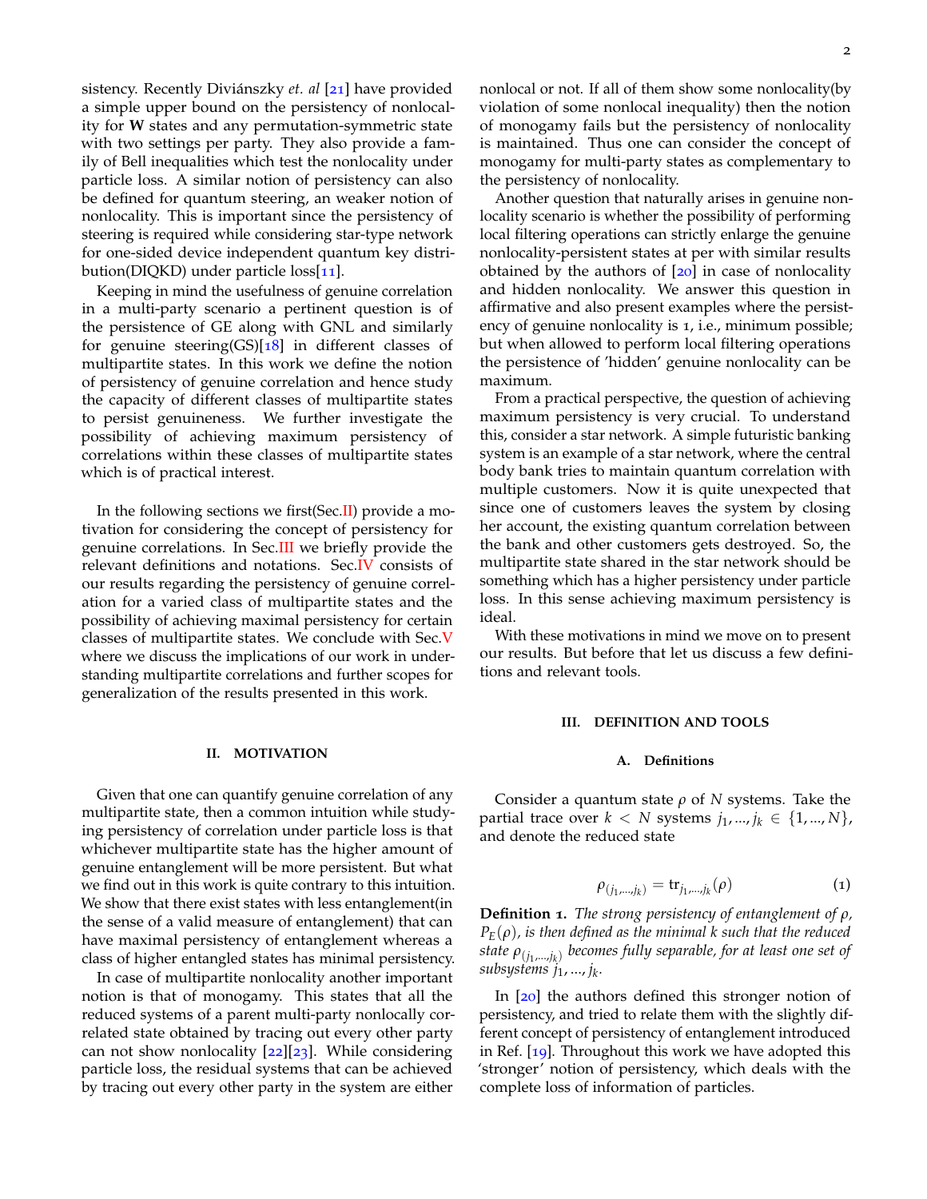sistency. Recently Diviánszky *et. al* [21] have provided a simple upper bound on the persistency of nonlocality for **W** states and any permutation-symmetric state with two settings per party. They also provide a family of Bell inequalities which test the nonlocality under particle loss. A similar notion of persistency can also be defined for quantum steering, an weaker notion of nonlocality. This is important since the persistency of steering is required while considering star-type network for one-sided device independent quantum key distribution(DIQKD) under particle loss[11].

Keeping in mind the usefulness of genuine correlation in a multi-party scenario a pertinent question is of the persistence of GE along with GNL and similarly for genuine steering(GS)[18] in different classes of multipartite states. In this work we define the notion of persistency of genuine correlation and hence study the capacity of different classes of multipartite states to persist genuineness. We further investigate the possibility of achieving maximum persistency of correlations within these classes of multipartite states which is of practical interest.

In the following sections we first(Sec.II) provide a motivation for considering the concept of persistency for genuine correlations. In Sec.III we briefly provide the relevant definitions and notations. Sec.IV consists of our results regarding the persistency of genuine correlation for a varied class of multipartite states and the possibility of achieving maximal persistency for certain classes of multipartite states. We conclude with Sec.V where we discuss the implications of our work in understanding multipartite correlations and further scopes for generalization of the results presented in this work.

## II. MOTIVATION

Given that one can quantify genuine correlation of any multipartite state, then a common intuition while studying persistency of correlation under particle loss is that whichever multipartite state has the higher amount of genuine entanglement will be more persistent. But what we find out in this work is quite contrary to this intuition. We show that there exist states with less entanglement(in the sense of a valid measure of entanglement) that can have maximal persistency of entanglement whereas a class of higher entangled states has minimal persistency.

In case of multipartite nonlocality another important notion is that of monogamy. This states that all the reduced systems of a parent multi-party nonlocally correlated state obtained by tracing out every other party can not show nonlocality [22][23]. While considering particle loss, the residual systems that can be achieved by tracing out every other party in the system are either nonlocal or not. If all of them show some nonlocality(by violation of some nonlocal inequality) then the notion of monogamy fails but the persistency of nonlocality is maintained. Thus one can consider the concept of monogamy for multi-party states as complementary to the persistency of nonlocality.

Another question that naturally arises in genuine nonlocality scenario is whether the possibility of performing local filtering operations can strictly enlarge the genuine nonlocality-persistent states at per with similar results obtained by the authors of [20] in case of nonlocality and hidden nonlocality. We answer this question in affirmative and also present examples where the persistency of genuine nonlocality is 1, i.e., minimum possible; but when allowed to perform local filtering operations the persistence of 'hidden' genuine nonlocality can be maximum.

From a practical perspective, the question of achieving maximum persistency is very crucial. To understand this, consider a star network. A simple futuristic banking system is an example of a star network, where the central body bank tries to maintain quantum correlation with multiple customers. Now it is quite unexpected that since one of customers leaves the system by closing her account, the existing quantum correlation between the bank and other customers gets destroyed. So, the multipartite state shared in the star network should be something which has a higher persistency under particle loss. In this sense achieving maximum persistency is ideal.

With these motivations in mind we move on to present our results. But before that let us discuss a few definitions and relevant tools.

## III. DEFINITION AND TOOLS

### A. Definitions

Consider a quantum state $\rho$ of $N$ systems. Take the partial trace over $k < N$ systems $j_1, ..., j_k \in \{1, ..., N\}$, and denote the reduced state

$$\rho_{(j_1,...,j_k)} = \mathrm{tr}_{j_1,...,j_k}(\rho) \tag{1}$$

**Definition 1.** *The strong persistency of entanglement of $\rho$, $P_E(\rho)$, is then defined as the minimal $k$ such that the reduced state $\rho_{(j_1,...,j_k)}$ becomes fully separable, for at least one set of subsystems $j_1, ..., j_k$.*

In [20] the authors defined this stronger notion of persistency, and tried to relate them with the slightly different concept of persistency of entanglement introduced in Ref. [19]. Throughout this work we have adopted this 'stronger' notion of persistency, which deals with the complete loss of information of particles.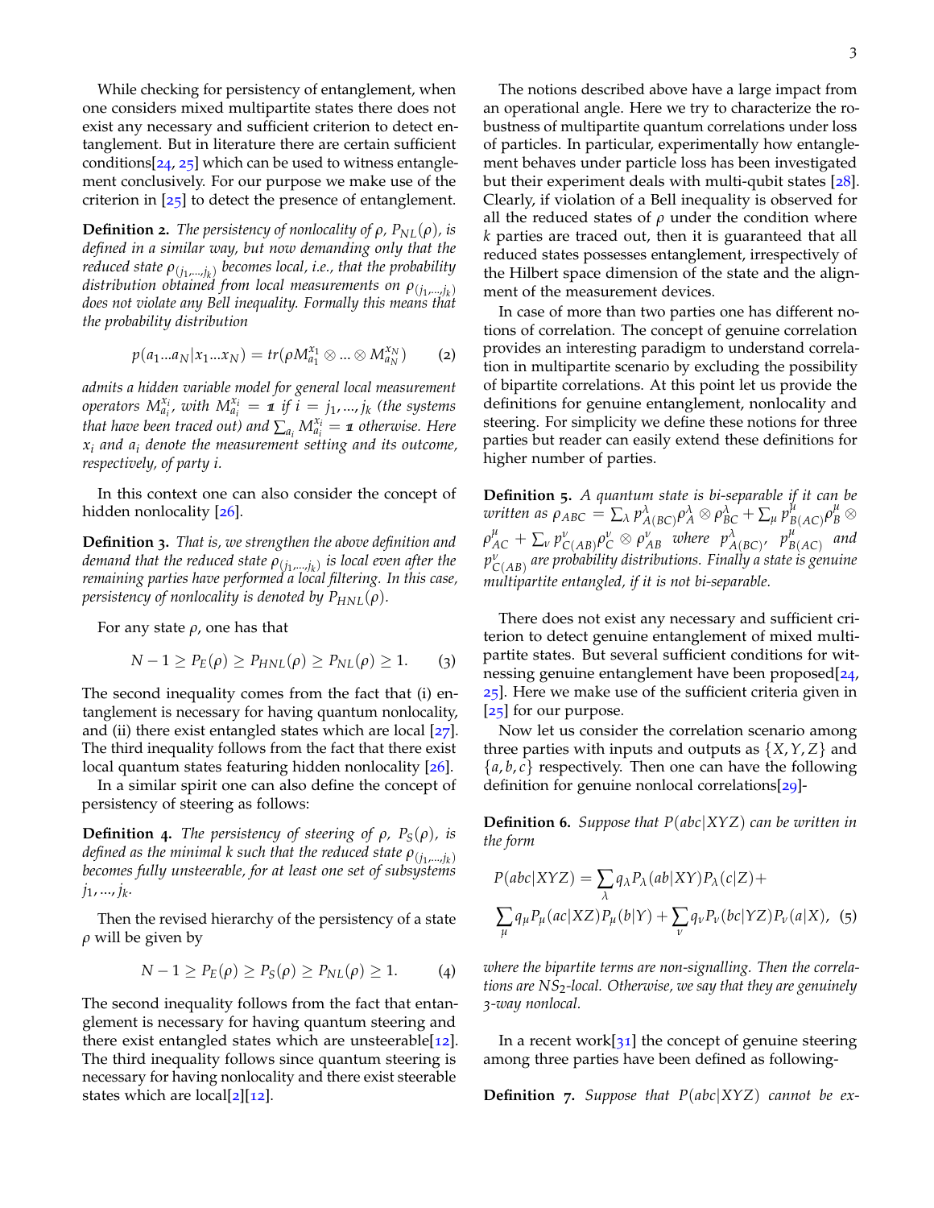While checking for persistency of entanglement, when one considers mixed multipartite states there does not exist any necessary and sufficient criterion to detect entanglement. But in literature there are certain sufficient conditions[24, 25] which can be used to witness entanglement conclusively. For our purpose we make use of the criterion in [25] to detect the presence of entanglement.

**Definition 2.** *The persistency of nonlocality of $\rho$, $P_{NL}(\rho)$, is defined in a similar way, but now demanding only that the reduced state $\rho_{(j_1,...,j_k)}$ becomes local, i.e., that the probability distribution obtained from local measurements on $\rho_{(j_1,...,j_k)}$ does not violate any Bell inequality. Formally this means that the probability distribution*

$$p(a_1...a_N|x_1...x_N) = tr(\rho M_{a_1}^{x_1} \otimes ... \otimes M_{a_N}^{x_N}) \qquad (2)$$

*admits a hidden variable model for general local measurement operators $M_{a_i}^{x_i}$, with $M_{a_i}^{x_i} = \mathbb{1}$ if $i = j_1, ..., j_k$ (the systems that have been traced out) and $\sum_{a_i} M_{a_i}^{x_i} = \mathbb{1}$ otherwise. Here $x_i$ and $a_i$ denote the measurement setting and its outcome, respectively, of party $i$.*

In this context one can also consider the concept of hidden nonlocality [26].

**Definition 3.** *That is, we strengthen the above definition and demand that the reduced state $\rho_{(j_1,...,j_k)}$ is local even after the remaining parties have performed a local filtering. In this case, persistency of nonlocality is denoted by $P_{HNL}(\rho)$.*

For any state $\rho$, one has that

$$N - 1 \geq P_E(\rho) \geq P_{HNL}(\rho) \geq P_{NL}(\rho) \geq 1. \qquad (3)$$

The second inequality comes from the fact that (i) entanglement is necessary for having quantum nonlocality, and (ii) there exist entangled states which are local [27]. The third inequality follows from the fact that there exist local quantum states featuring hidden nonlocality [26].

In a similar spirit one can also define the concept of persistency of steering as follows:

**Definition 4.** *The persistency of steering of $\rho$, $P_S(\rho)$, is defined as the minimal $k$ such that the reduced state $\rho_{(j_1,...,j_k)}$ becomes fully unsteerable, for at least one set of subsystems $j_1, ..., j_k$.*

Then the revised hierarchy of the persistency of a state $\rho$ will be given by

$$N - 1 \geq P_E(\rho) \geq P_S(\rho) \geq P_{NL}(\rho) \geq 1. \qquad (4)$$

The second inequality follows from the fact that entanglement is necessary for having quantum steering and there exist entangled states which are unsteerable[12]. The third inequality follows since quantum steering is necessary for having nonlocality and there exist steerable states which are local[2][12].

The notions described above have a large impact from an operational angle. Here we try to characterize the robustness of multipartite quantum correlations under loss of particles. In particular, experimentally how entanglement behaves under particle loss has been investigated but their experiment deals with multi-qubit states [28]. Clearly, if violation of a Bell inequality is observed for all the reduced states of $\rho$ under the condition where $k$ parties are traced out, then it is guaranteed that all reduced states possesses entanglement, irrespective of the Hilbert space dimension of the state and the alignment of the measurement devices.

In case of more than two parties one has different notions of correlation. The concept of genuine correlation provides an interesting paradigm to understand correlation in multipartite scenario by excluding the possibility of bipartite correlations. At this point let us provide the definitions for genuine entanglement, nonlocality and steering. For simplicity we define these notions for three parties but reader can easily extend these definitions for higher number of parties.

**Definition 5.** *A quantum state is bi-separable if it can be written as $\rho_{ABC} = \sum_\lambda p^\lambda_{A(BC)} \rho^\lambda_A \otimes \rho^\lambda_{BC} + \sum_\mu p^\mu_{B(AC)} \rho^\mu_B \otimes \rho^\mu_{AC} + \sum_\nu p^\nu_{C(AB)} \rho^\nu_C \otimes \rho^\nu_{AB}$ where $p^\lambda_{A(BC)}$, $p^\mu_{B(AC)}$ and $p^\nu_{C(AB)}$ are probability distributions. Finally a state is genuine multipartite entangled, if it is not bi-separable.*

There does not exist any necessary and sufficient criterion to detect genuine entanglement of mixed multipartite states. But several sufficient conditions for witnessing genuine entanglement have been proposed[24, 25]. Here we make use of the sufficient criteria given in [25] for our purpose.

Now let us consider the correlation scenario among three parties with inputs and outputs as $\{X, Y, Z\}$ and $\{a, b, c\}$ respectively. Then one can have the following definition for genuine nonlocal correlations[29]-

**Definition 6.** *Suppose that $P(abc|XYZ)$ can be written in the form*

$$P(abc|XYZ) = \sum_\lambda q_\lambda P_\lambda(ab|XY) P_\lambda(c|Z) + \sum_\mu q_\mu P_\mu(ac|XZ) P_\mu(b|Y) + \sum_\nu q_\nu P_\nu(bc|YZ) P_\nu(a|X), \qquad (5)$$

*where the bipartite terms are non-signalling. Then the correlations are $NS_2$-local. Otherwise, we say that they are genuinely 3-way nonlocal.*

In a recent work[31] the concept of genuine steering among three parties have been defined as following-

**Definition 7.** *Suppose that $P(abc|XYZ)$ cannot be ex-*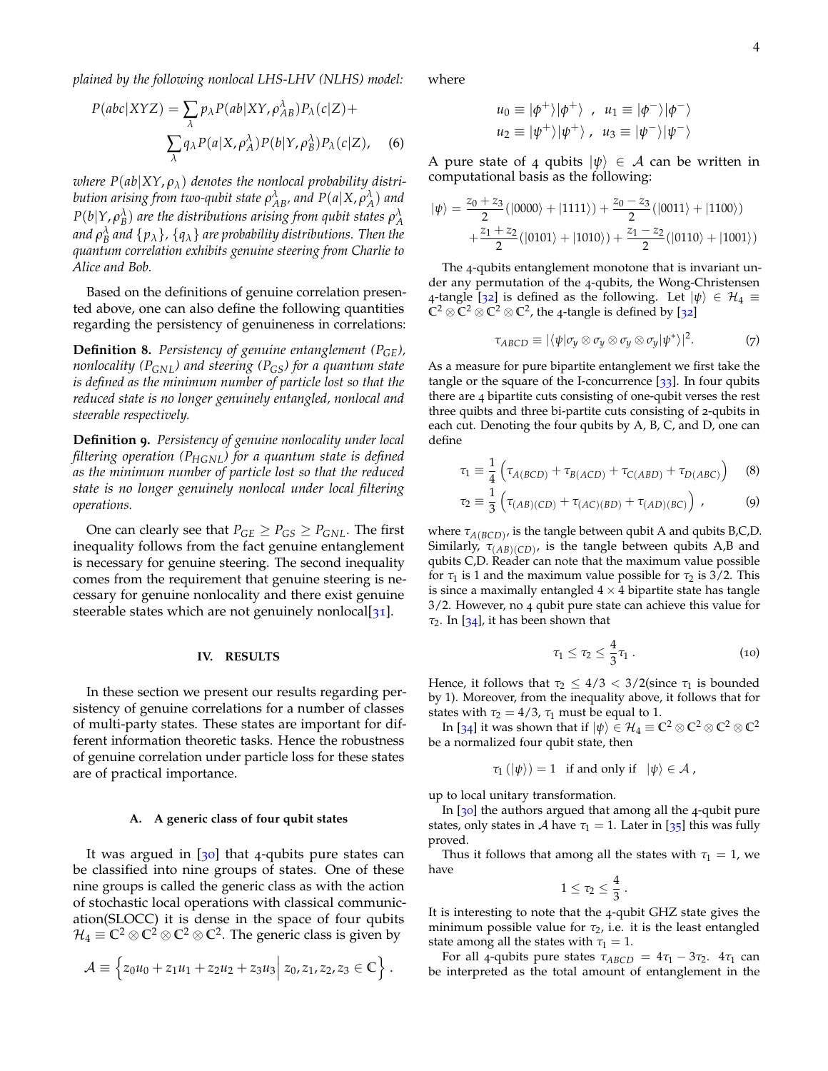*plained by the following nonlocal LHS-LHV (NLHS) model:*

$$P(abc|XYZ) = \sum_\lambda p_\lambda P(ab|XY, \rho^\lambda_{AB}) P_\lambda(c|Z) + \sum_\lambda q_\lambda P(a|X, \rho^\lambda_A) P(b|Y, \rho^\lambda_B) P_\lambda(c|Z), \quad (6)$$

*where $P(ab|XY, \rho_\lambda)$ denotes the nonlocal probability distribution arising from two-qubit state $\rho^\lambda_{AB}$, and $P(a|X, \rho^\lambda_A)$ and $P(b|Y, \rho^\lambda_B)$ are the distributions arising from qubit states $\rho^\lambda_A$ and $\rho^\lambda_B$ and $\{p_\lambda\}$, $\{q_\lambda\}$ are probability distributions. Then the quantum correlation exhibits genuine steering from Charlie to Alice and Bob.*

Based on the definitions of genuine correlation presented above, one can also define the following quantities regarding the persistency of genuineness in correlations:

**Definition 8.** *Persistency of genuine entanglement ($P_{GE}$), nonlocality ($P_{GNL}$) and steering ($P_{GS}$) for a quantum state is defined as the minimum number of particle lost so that the reduced state is no longer genuinely entangled, nonlocal and steerable respectively.*

**Definition 9.** *Persistency of genuine nonlocality under local filtering operation ($P_{HGNL}$) for a quantum state is defined as the minimum number of particle lost so that the reduced state is no longer genuinely nonlocal under local filtering operations.*

One can clearly see that $P_{GE} \geq P_{GS} \geq P_{GNL}$. The first inequality follows from the fact genuine entanglement is necessary for genuine steering. The second inequality comes from the requirement that genuine steering is necessary for genuine nonlocality and there exist genuine steerable states which are not genuinely nonlocal[31].

## IV. RESULTS

In these section we present our results regarding persistency of genuine correlations for a number of classes of multi-party states. These states are important for different information theoretic tasks. Hence the robustness of genuine correlation under particle loss for these states are of practical importance.

### A. A generic class of four qubit states

It was argued in [30] that 4-qubits pure states can be classified into nine groups of states. One of these nine groups is called the generic class as with the action of stochastic local operations with classical communication(SLOCC) it is dense in the space of four qubits $\mathcal{H}_4 \equiv \mathbb{C}^2 \otimes \mathbb{C}^2 \otimes \mathbb{C}^2 \otimes \mathbb{C}^2$. The generic class is given by

$$\mathcal{A} \equiv \left\{ z_0 u_0 + z_1 u_1 + z_2 u_2 + z_3 u_3 \middle| \, z_0, z_1, z_2, z_3 \in \mathbb{C} \right\}.$$

where

$$u_0 \equiv |\phi^+\rangle|\phi^+\rangle \;\;,\;\; u_1 \equiv |\phi^-\rangle|\phi^-\rangle$$
$$u_2 \equiv |\psi^+\rangle|\psi^+\rangle \;\;,\;\; u_3 \equiv |\psi^-\rangle|\psi^-\rangle$$

A pure state of 4 qubits $|\psi\rangle \in \mathcal{A}$ can be written in computational basis as the following:

$$|\psi\rangle = \frac{z_0 + z_3}{2}(|0000\rangle + |1111\rangle) + \frac{z_0 - z_3}{2}(|0011\rangle + |1100\rangle) + \frac{z_1 + z_2}{2}(|0101\rangle + |1010\rangle) + \frac{z_1 - z_2}{2}(|0110\rangle + |1001\rangle)$$

The 4-qubits entanglement monotone that is invariant under any permutation of the 4-qubits, the Wong-Christensen 4-tangle [32] is defined as the following. Let $|\psi\rangle \in \mathcal{H}_4 \equiv \mathbb{C}^2 \otimes \mathbb{C}^2 \otimes \mathbb{C}^2 \otimes \mathbb{C}^2$, the 4-tangle is defined by [32]

$$\tau_{ABCD} \equiv |\langle\psi|\sigma_y \otimes \sigma_y \otimes \sigma_y \otimes \sigma_y|\psi^*\rangle|^2. \quad (7)$$

As a measure for pure bipartite entanglement we first take the tangle or the square of the I-concurrence [33]. In four qubits there are 4 bipartite cuts consisting of one-qubit verses the rest three quibts and three bi-partite cuts consisting of 2-qubits in each cut. Denoting the four qubits by A, B, C, and D, one can define

$$\tau_1 \equiv \frac{1}{4}\left(\tau_{A(BCD)} + \tau_{B(ACD)} + \tau_{C(ABD)} + \tau_{D(ABC)}\right) \quad (8)$$

$$\tau_2 \equiv \frac{1}{3}\left(\tau_{(AB)(CD)} + \tau_{(AC)(BD)} + \tau_{(AD)(BC)}\right) , \quad (9)$$

where $\tau_{A(BCD)}$, is the tangle between qubit A and qubits B,C,D. Similarly, $\tau_{(AB)(CD)}$, is the tangle between qubits A,B and qubits C,D. Reader can note that the maximum value possible for $\tau_1$ is 1 and the maximum value possible for $\tau_2$ is 3/2. This is since a maximally entangled $4 \times 4$ bipartite state has tangle 3/2. However, no 4 qubit pure state can achieve this value for $\tau_2$. In [34], it has been shown that

$$\tau_1 \leq \tau_2 \leq \frac{4}{3}\tau_1 . \quad (10)$$

Hence, it follows that $\tau_2 \leq 4/3 < 3/2$(since $\tau_1$ is bounded by 1). Moreover, from the inequality above, it follows that for states with $\tau_2 = 4/3$, $\tau_1$ must be equal to 1.

In [34] it was shown that if $|\psi\rangle \in \mathcal{H}_4 \equiv \mathbb{C}^2 \otimes \mathbb{C}^2 \otimes \mathbb{C}^2 \otimes \mathbb{C}^2$ be a normalized four qubit state, then

$$\tau_1(|\psi\rangle) = 1 \;\; \text{if and only if} \;\; |\psi\rangle \in \mathcal{A} ,$$

up to local unitary transformation.

In [30] the authors argued that among all the 4-qubit pure states, only states in $\mathcal{A}$ have $\tau_1 = 1$. Later in [35] this was fully proved.

Thus it follows that among all the states with $\tau_1 = 1$, we have

$$1 \leq \tau_2 \leq \frac{4}{3} .$$

It is interesting to note that the 4-qubit GHZ state gives the minimum possible value for $\tau_2$, i.e. it is the least entangled state among all the states with $\tau_1 = 1$.

For all 4-qubits pure states $\tau_{ABCD} = 4\tau_1 - 3\tau_2$. $4\tau_1$ can be interpreted as the total amount of entanglement in the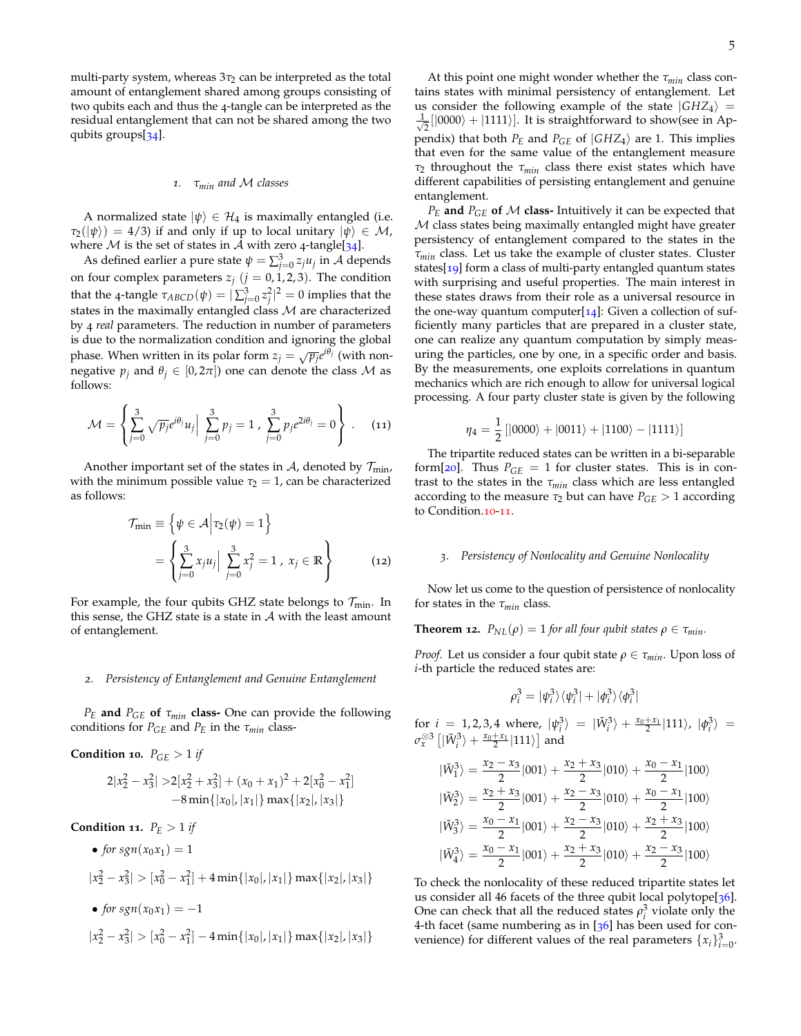multi-party system, whereas $3\tau_2$ can be interpreted as the total amount of entanglement shared among groups consisting of two qubits each and thus the 4-tangle can be interpreted as the residual entanglement that can not be shared among the two qubits groups[34].

### 1. $\tau_{min}$ and $\mathcal{M}$ classes

A normalized state $|\psi\rangle \in \mathcal{H}_4$ is maximally entangled (i.e. $\tau_2(|\psi\rangle) = 4/3$) if and only if up to local unitary $|\psi\rangle \in \mathcal{M}$, where $\mathcal{M}$ is the set of states in $\mathcal{A}$ with zero 4-tangle[34].

As defined earlier a pure state $\psi = \sum_{j=0}^{3} z_j u_j$ in $\mathcal{A}$ depends on four complex parameters $z_j$ $(j = 0, 1, 2, 3)$. The condition that the 4-tangle $\tau_{ABCD}(\psi) = |\sum_{j=0}^{3} z_j^2|^2 = 0$ implies that the states in the maximally entangled class $\mathcal{M}$ are characterized by 4 *real* parameters. The reduction in number of parameters is due to the normalization condition and ignoring the global phase. When written in its polar form $z_j = \sqrt{p_j}e^{i\theta_j}$ (with non-negative $p_j$ and $\theta_j \in [0, 2\pi]$) one can denote the class $\mathcal{M}$ as follows:

$$\mathcal{M} = \left\{ \sum_{j=0}^{3} \sqrt{p_j} e^{i\theta_j} u_j \Big| \sum_{j=0}^{3} p_j = 1 \; , \; \sum_{j=0}^{3} p_j e^{2i\theta_j} = 0 \right\} . \quad (11)$$

Another important set of the states in $\mathcal{A}$, denoted by $\mathcal{T}_{\min}$, with the minimum possible value $\tau_2 = 1$, can be characterized as follows:

$$\begin{aligned} \mathcal{T}_{\min} &\equiv \left\{ \psi \in \mathcal{A} \Big| \tau_2(\psi) = 1 \right\} \\ &= \left\{ \sum_{j=0}^{3} x_j u_j \Big| \sum_{j=0}^{3} x_j^2 = 1 \; , \; x_j \in \mathbb{R} \right\} \end{aligned} \quad (12)$$

For example, the four qubits GHZ state belongs to $\mathcal{T}_{\min}$. In this sense, the GHZ state is a state in $\mathcal{A}$ with the least amount of entanglement.

### 2. Persistency of Entanglement and Genuine Entanglement

**$P_E$ and $P_{GE}$ of $\tau_{min}$ class-** One can provide the following conditions for $P_{GE}$ and $P_E$ in the $\tau_{min}$ class-

**Condition 10.** *$P_{GE} > 1$ if*

$$\begin{aligned} 2|x_2^2 - x_3^2| >& 2[x_2^2 + x_3^2] + (x_0 + x_1)^2 + 2[x_0^2 - x_1^2] \\ & - 8\min\{|x_0|, |x_1|\}\max\{|x_2|, |x_3|\} \end{aligned}$$

**Condition 11.** *$P_E > 1$ if*

- *for $sgn(x_0 x_1) = 1$*

$$|x_2^2 - x_3^2| > [x_0^2 - x_1^2] + 4\min\{|x_0|, |x_1|\}\max\{|x_2|, |x_3|\}$$

- *for $sgn(x_0 x_1) = -1$*

$$|x_2^2 - x_3^2| > [x_0^2 - x_1^2] - 4\min\{|x_0|, |x_1|\}\max\{|x_2|, |x_3|\}$$

At this point one might wonder whether the $\tau_{min}$ class contains states with minimal persistency of entanglement. Let us consider the following example of the state $|GHZ_4\rangle = \frac{1}{\sqrt{2}}[|0000\rangle + |1111\rangle]$. It is straightforward to show(see in Appendix) that both $P_E$ and $P_{GE}$ of $|GHZ_4\rangle$ are 1. This implies that even for the same value of the entanglement measure $\tau_2$ throughout the $\tau_{min}$ class there exist states which have different capabilities of persisting entanglement and genuine entanglement.

**$P_E$ and $P_{GE}$ of $\mathcal{M}$ class-** Intuitively it can be expected that $\mathcal{M}$ class states being maximally entangled might have greater persistency of entanglement compared to the states in the $\tau_{min}$ class. Let us take the example of cluster states. Cluster states[19] form a class of multi-party entangled quantum states with surprising and useful properties. The main interest in these states draws from their role as a universal resource in the one-way quantum computer[14]: Given a collection of sufficiently many particles that are prepared in a cluster state, one can realize any quantum computation by simply measuring the particles, one by one, in a specific order and basis. By the measurements, one exploits correlations in quantum mechanics which are rich enough to allow for universal logical processing. A four party cluster state is given by the following

$$\eta_4 = \frac{1}{2}\left[|0000\rangle + |0011\rangle + |1100\rangle - |1111\rangle\right]$$

The tripartite reduced states can be written in a bi-separable form[20]. Thus $P_{GE} = 1$ for cluster states. This is in contrast to the states in the $\tau_{min}$ class which are less entangled according to the measure $\tau_2$ but can have $P_{GE} > 1$ according to Condition.10-11.

### 3. Persistency of Nonlocality and Genuine Nonlocality

Now let us come to the question of persistence of nonlocality for states in the $\tau_{min}$ class.

**Theorem 12.** *$P_{NL}(\rho) = 1$ for all four qubit states $\rho \in \tau_{min}$.*

*Proof.* Let us consider a four qubit state $\rho \in \tau_{min}$. Upon loss of $i$-th particle the reduced states are:

$$\rho_i^3 = |\psi_i^3\rangle\langle\psi_i^3| + |\phi_i^3\rangle\langle\phi_i^3|$$

for $i = 1, 2, 3, 4$ where, $|\psi_i^3\rangle = |\tilde{W}_i^3\rangle + \frac{x_0 + x_1}{2}|111\rangle$, $|\phi_i^3\rangle = \sigma_x^{\otimes 3}\left[|\tilde{W}_i^3\rangle + \frac{x_0 + x_1}{2}|111\rangle\right]$ and

$$\begin{aligned} |\tilde{W}_1^3\rangle &= \frac{x_2 - x_3}{2}|001\rangle + \frac{x_2 + x_3}{2}|010\rangle + \frac{x_0 - x_1}{2}|100\rangle \\ |\tilde{W}_2^3\rangle &= \frac{x_2 + x_3}{2}|001\rangle + \frac{x_2 - x_3}{2}|010\rangle + \frac{x_0 - x_1}{2}|100\rangle \\ |\tilde{W}_3^3\rangle &= \frac{x_0 - x_1}{2}|001\rangle + \frac{x_2 - x_3}{2}|010\rangle + \frac{x_2 + x_3}{2}|100\rangle \\ |\tilde{W}_4^3\rangle &= \frac{x_0 - x_1}{2}|001\rangle + \frac{x_2 + x_3}{2}|010\rangle + \frac{x_2 - x_3}{2}|100\rangle \end{aligned}$$

To check the nonlocality of these reduced tripartite states let us consider all 46 facets of the three qubit local polytope[36]. One can check that all the reduced states $\rho_i^3$ violate only the 4-th facet (same numbering as in [36] has been used for convenience) for different values of the real parameters $\{x_i\}_{i=0}^{3}$.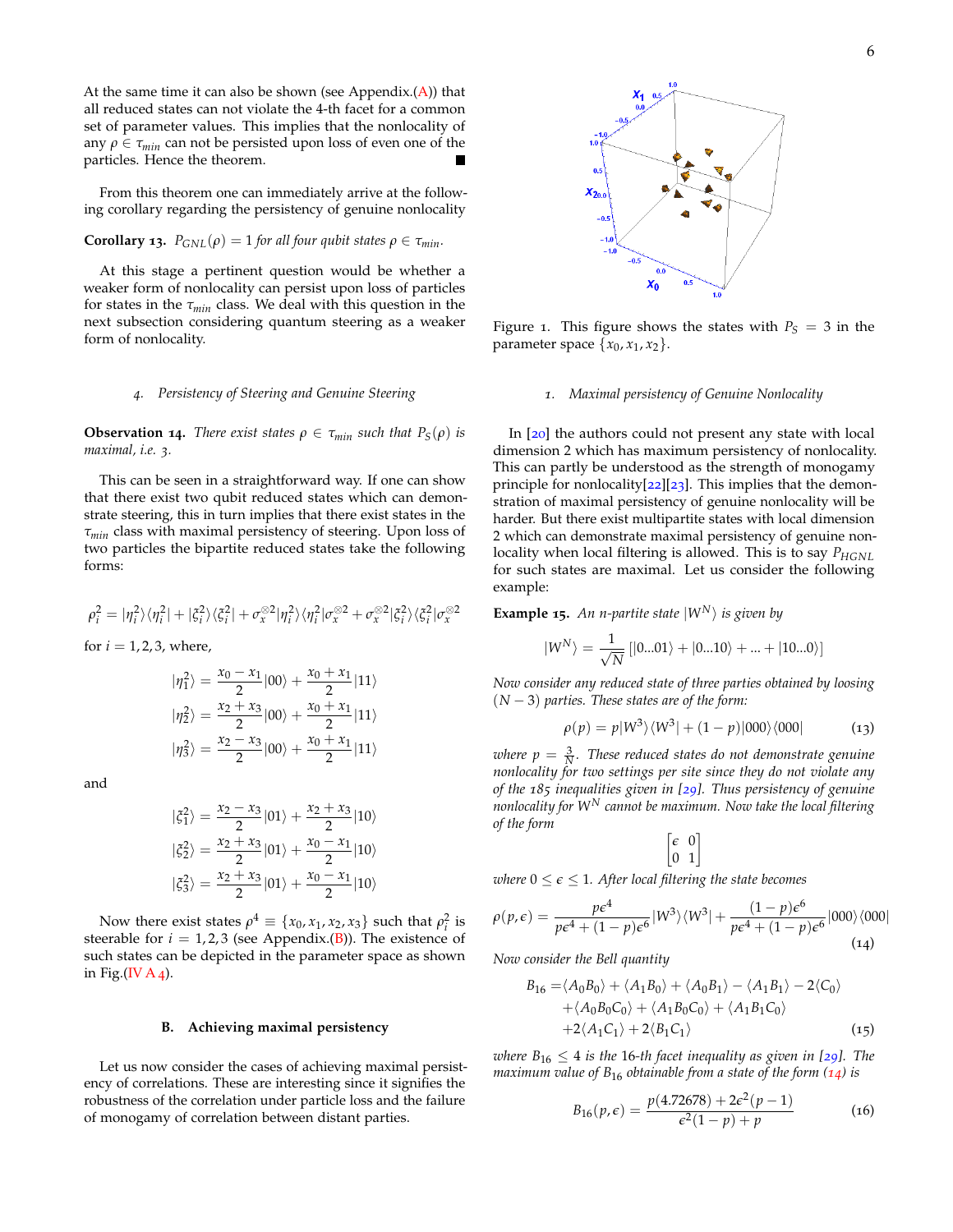At the same time it can also be shown (see Appendix.(A)) that all reduced states can not violate the 4-th facet for a common set of parameter values. This implies that the nonlocality of any $\rho \in \tau_{min}$ can not be persisted upon loss of even one of the particles. Hence the theorem. ■

From this theorem one can immediately arrive at the following corollary regarding the persistency of genuine nonlocality

**Corollary 13.** *$P_{GNL}(\rho) = 1$ for all four qubit states $\rho \in \tau_{min}$.*

At this stage a pertinent question would be whether a weaker form of nonlocality can persist upon loss of particles for states in the $\tau_{min}$ class. We deal with this question in the next subsection considering quantum steering as a weaker form of nonlocality.

#### 4. Persistency of Steering and Genuine Steering

**Observation 14.** *There exist states $\rho \in \tau_{min}$ such that $P_S(\rho)$ is maximal, i.e. 3.*

This can be seen in a straightforward way. If one can show that there exist two qubit reduced states which can demonstrate steering, this in turn implies that there exist states in the $\tau_{min}$ class with maximal persistency of steering. Upon loss of two particles the bipartite reduced states take the following forms:

$$\rho_i^2 = |\eta_i^2\rangle\langle\eta_i^2| + |\xi_i^2\rangle\langle\xi_i^2| + \sigma_x^{\otimes 2}|\eta_i^2\rangle\langle\eta_i^2|\sigma_x^{\otimes 2} + \sigma_x^{\otimes 2}|\xi_i^2\rangle\langle\xi_i^2|\sigma_x^{\otimes 2}$$

for $i = 1, 2, 3$, where,

$$|\eta_1^2\rangle = \frac{x_0 - x_1}{2}|00\rangle + \frac{x_0 + x_1}{2}|11\rangle$$
$$|\eta_2^2\rangle = \frac{x_2 + x_3}{2}|00\rangle + \frac{x_0 + x_1}{2}|11\rangle$$
$$|\eta_3^2\rangle = \frac{x_2 - x_3}{2}|00\rangle + \frac{x_0 + x_1}{2}|11\rangle$$

and

$$|\xi_1^2\rangle = \frac{x_2 - x_3}{2}|01\rangle + \frac{x_2 + x_3}{2}|10\rangle$$
$$|\xi_2^2\rangle = \frac{x_2 + x_3}{2}|01\rangle + \frac{x_0 - x_1}{2}|10\rangle$$
$$|\xi_3^2\rangle = \frac{x_2 + x_3}{2}|01\rangle + \frac{x_0 - x_1}{2}|10\rangle$$

Now there exist states $\rho^4 \equiv \{x_0, x_1, x_2, x_3\}$ such that $\rho_i^2$ is steerable for $i = 1, 2, 3$ (see Appendix.(B)). The existence of such states can be depicted in the parameter space as shown in Fig.(IV A 4).

Figure 1. This figure shows the states with $P_S = 3$ in the parameter space $\{x_0, x_1, x_2\}$.

### B. Achieving maximal persistency

Let us now consider the cases of achieving maximal persistency of correlations. These are interesting since it signifies the robustness of the correlation under particle loss and the failure of monogamy of correlation between distant parties.

#### 1. Maximal persistency of Genuine Nonlocality

In [20] the authors could not present any state with local dimension 2 which has maximum persistency of nonlocality. This can partly be understood as the strength of monogamy principle for nonlocality[22][23]. This implies that the demonstration of maximal persistency of genuine nonlocality will be harder. But there exist multipartite states with local dimension 2 which can demonstrate maximal persistency of genuine nonlocality when local filtering is allowed. This is to say $P_{HGNL}$ for such states are maximal. Let us consider the following example:

**Example 15.** *An n-partite state $|W^N\rangle$ is given by*

$$|W^N\rangle = \frac{1}{\sqrt{N}}\left[|0...01\rangle + |0...10\rangle + ... + |10...0\rangle\right]$$

*Now consider any reduced state of three parties obtained by loosing $(N-3)$ parties. These states are of the form:*

$$\rho(p) = p|W^3\rangle\langle W^3| + (1-p)|000\rangle\langle 000| \tag{13}$$

*where $p = \frac{3}{N}$. These reduced states do not demonstrate genuine nonlocality for two settings per site since they do not violate any of the 185 inequalities given in [29]. Thus persistency of genuine nonlocality for $W^N$ cannot be maximum. Now take the local filtering of the form*

$$\begin{bmatrix} \epsilon & 0 \\ 0 & 1 \end{bmatrix}$$

*where $0 \le \epsilon \le 1$. After local filtering the state becomes*

$$\rho(p,\epsilon) = \frac{p\epsilon^4}{p\epsilon^4 + (1-p)\epsilon^6}|W^3\rangle\langle W^3| + \frac{(1-p)\epsilon^6}{p\epsilon^4 + (1-p)\epsilon^6}|000\rangle\langle 000| \tag{14}$$

*Now consider the Bell quantity*

$$\begin{aligned} B_{16} =& \langle A_0B_0\rangle + \langle A_1B_0\rangle + \langle A_0B_1\rangle - \langle A_1B_1\rangle - 2\langle C_0\rangle \\ &+ \langle A_0B_0C_0\rangle + \langle A_1B_0C_0\rangle + \langle A_1B_1C_0\rangle \\ &+ 2\langle A_1C_1\rangle + 2\langle B_1C_1\rangle \end{aligned} \tag{15}$$

*where $B_{16} \le 4$ is the 16-th facet inequality as given in [29]. The maximum value of $B_{16}$ obtainable from a state of the form (14) is*

$$B_{16}(p,\epsilon) = \frac{p(4.72678) + 2\epsilon^2(p-1)}{\epsilon^2(1-p) + p} \tag{16}$$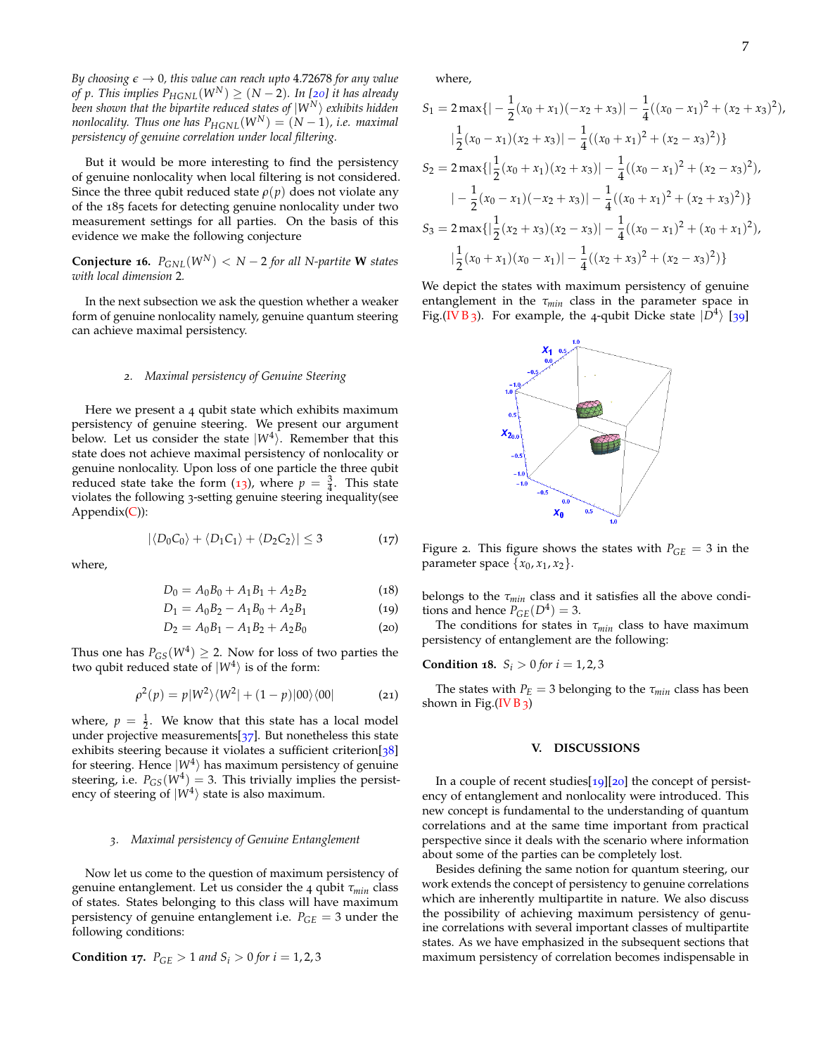*By choosing $\epsilon \to 0$, this value can reach upto 4.72678 for any value of $p$. This implies $P_{HGNL}(W^N) \geq (N-2)$. In [20] it has already been shown that the bipartite reduced states of $|W^N\rangle$ exhibits hidden nonlocality. Thus one has $P_{HGNL}(W^N) = (N-1)$, i.e. maximal persistency of genuine correlation under local filtering.*

But it would be more interesting to find the persistency of genuine nonlocality when local filtering is not considered. Since the three qubit reduced state $\rho(p)$ does not violate any of the 185 facets for detecting genuine nonlocality under two measurement settings for all parties. On the basis of this evidence we make the following conjecture

**Conjecture 16.** *$P_{GNL}(W^N) < N-2$ for all N-partite **W** states with local dimension 2.*

In the next subsection we ask the question whether a weaker form of genuine nonlocality namely, genuine quantum steering can achieve maximal persistency.

### 2. Maximal persistency of Genuine Steering

Here we present a 4 qubit state which exhibits maximum persistency of genuine steering. We present our argument below. Let us consider the state $|W^4\rangle$. Remember that this state does not achieve maximal persistency of nonlocality or genuine nonlocality. Upon loss of one particle the three qubit reduced state take the form (13), where $p = \frac{3}{4}$. This state violates the following 3-setting genuine steering inequality(see Appendix(C)):

$$|\langle D_0 C_0\rangle + \langle D_1 C_1\rangle + \langle D_2 C_2\rangle| \leq 3 \tag{17}$$

where,

$$D_0 = A_0B_0 + A_1B_1 + A_2B_2 \tag{18}$$
$$D_1 = A_0B_2 - A_1B_0 + A_2B_1 \tag{19}$$
$$D_2 = A_0B_1 - A_1B_2 + A_2B_0 \tag{20}$$

Thus one has $P_{GS}(W^4) \geq 2$. Now for loss of two parties the two qubit reduced state of $|W^4\rangle$ is of the form:

$$\rho^2(p) = p|W^2\rangle\langle W^2| + (1-p)|00\rangle\langle 00| \tag{21}$$

where, $p = \frac{1}{2}$. We know that this state has a local model under projective measurements[37]. But nonetheless this state exhibits steering because it violates a sufficient criterion[38] for steering. Hence $|W^4\rangle$ has maximum persistency of genuine steering, i.e. $P_{GS}(W^4) = 3$. This trivially implies the persistency of steering of $|W^4\rangle$ state is also maximum.

### 3. Maximal persistency of Genuine Entanglement

Now let us come to the question of maximum persistency of genuine entanglement. Let us consider the 4 qubit $\tau_{min}$ class of states. States belonging to this class will have maximum persistency of genuine entanglement i.e. $P_{GE} = 3$ under the following conditions:

**Condition 17.** *$P_{GE} > 1$ and $S_i > 0$ for $i = 1, 2, 3$*

where,

$$S_1 = 2\max\{|-\frac{1}{2}(x_0+x_1)(-x_2+x_3)| - \frac{1}{4}((x_0-x_1)^2 + (x_2+x_3)^2),$$
$$|\frac{1}{2}(x_0-x_1)(x_2+x_3)| - \frac{1}{4}((x_0+x_1)^2 + (x_2-x_3)^2)\}$$
$$S_2 = 2\max\{|\frac{1}{2}(x_0+x_1)(x_2+x_3)| - \frac{1}{4}((x_0-x_1)^2 + (x_2-x_3)^2),$$
$$|-\frac{1}{2}(x_0-x_1)(-x_2+x_3)| - \frac{1}{4}((x_0+x_1)^2 + (x_2+x_3)^2)\}$$
$$S_3 = 2\max\{|\frac{1}{2}(x_2+x_3)(x_2-x_3)| - \frac{1}{4}((x_0-x_1)^2 + (x_0+x_1)^2),$$
$$|\frac{1}{2}(x_0+x_1)(x_0-x_1)| - \frac{1}{4}((x_2+x_3)^2 + (x_2-x_3)^2)\}$$

We depict the states with maximum persistency of genuine entanglement in the $\tau_{min}$ class in the parameter space in Fig.(IV B 3). For example, the 4-qubit Dicke state $|D^4\rangle$ [39]

Figure 2. This figure shows the states with $P_{GE} = 3$ in the parameter space $\{x_0, x_1, x_2\}$.

belongs to the $\tau_{min}$ class and it satisfies all the above conditions and hence $P_{GE}(D^4) = 3$.

The conditions for states in $\tau_{min}$ class to have maximum persistency of entanglement are the following:

**Condition 18.** *$S_i > 0$ for $i = 1, 2, 3$*

The states with $P_E = 3$ belonging to the $\tau_{min}$ class has been shown in Fig.(IV B 3)

## V. DISCUSSIONS

In a couple of recent studies[19][20] the concept of persistency of entanglement and nonlocality were introduced. This new concept is fundamental to the understanding of quantum correlations and at the same time important from practical perspective since it deals with the scenario where information about some of the parties can be completely lost.

Besides defining the same notion for quantum steering, our work extends the concept of persistency to genuine correlations which are inherently multipartite in nature. We also discuss the possibility of achieving maximum persistency of genuine correlations with several important classes of multipartite states. As we have emphasized in the subsequent sections that maximum persistency of correlation becomes indispensable in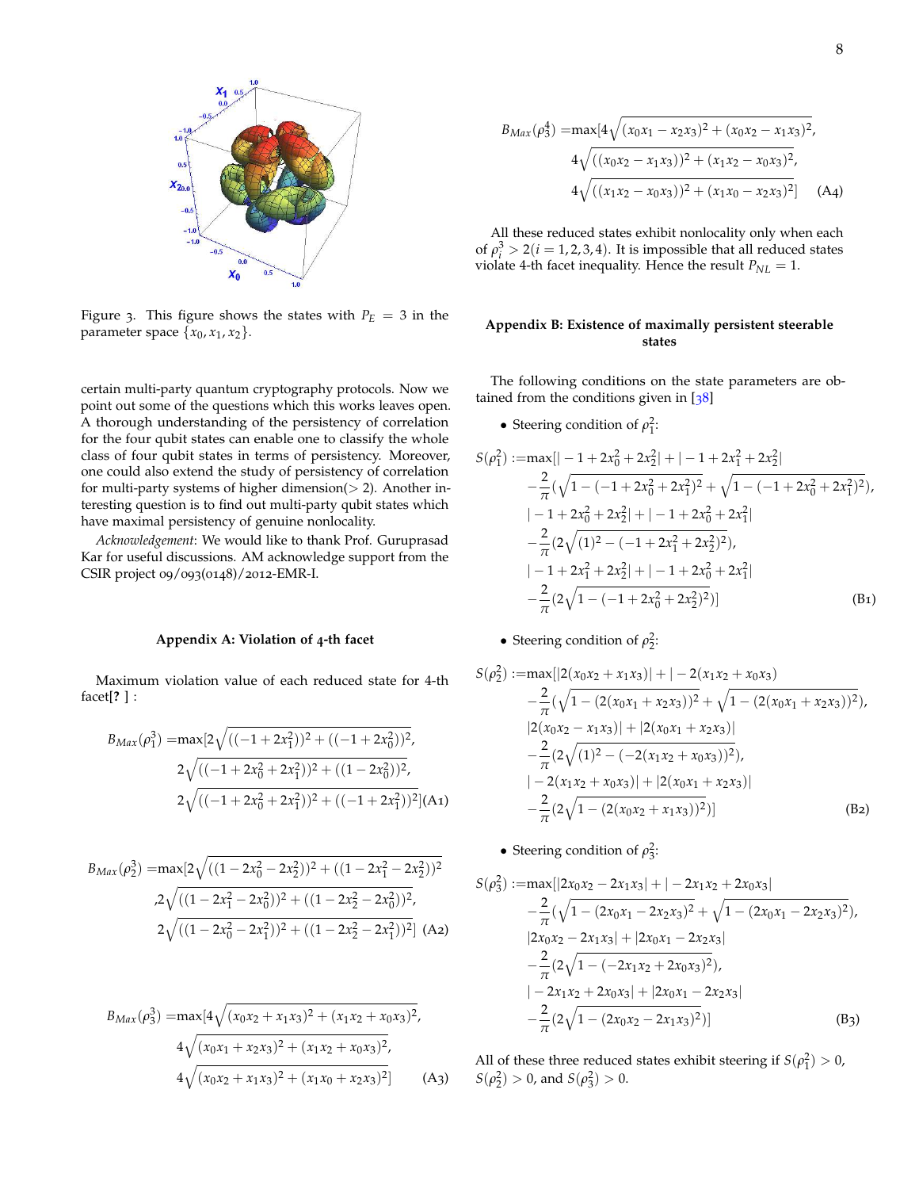Figure 3. This figure shows the states with $P_E = 3$ in the parameter space $\{x_0, x_1, x_2\}$.

certain multi-party quantum cryptography protocols. Now we point out some of the questions which this works leaves open. A thorough understanding of the persistency of correlation for the four qubit states can enable one to classify the whole class of four qubit states in terms of persistency. Moreover, one could also extend the study of persistency of correlation for multi-party systems of higher dimension(> 2). Another interesting question is to find out multi-party qubit states which have maximal persistency of genuine nonlocality.

*Acknowledgement*: We would like to thank Prof. Guruprasad Kar for useful discussions. AM acknowledge support from the CSIR project 09/093(0148)/2012-EMR-I.

### Appendix A: Violation of 4-th facet

Maximum violation value of each reduced state for 4-th facet[? ] :

$$
\begin{aligned}
B_{Max}(\rho_1^3) =&\max[2\sqrt{((-1+2x_1^2))^2+((-1+2x_0^2))^2}, \\
&2\sqrt{((-1+2x_0^2+2x_1^2))^2+((1-2x_0^2))^2}, \\
&2\sqrt{((-1+2x_0^2+2x_1^2))^2+((-1+2x_1^2))^2}] \quad \text{(A1)}
\end{aligned}
$$

$$
\begin{aligned}
B_{Max}(\rho_2^3) =&\max[2\sqrt{((1-2x_0^2-2x_2^2))^2+((1-2x_1^2-2x_2^2))^2} \\
&,2\sqrt{((1-2x_1^2-2x_0^2))^2+((1-2x_2^2-2x_0^2))^2}, \\
&2\sqrt{((1-2x_0^2-2x_1^2))^2+((1-2x_2^2-2x_1^2))^2}] \quad \text{(A2)}
\end{aligned}
$$

$$
\begin{aligned}
B_{Max}(\rho_3^3) =&\max[4\sqrt{(x_0x_2+x_1x_3)^2+(x_1x_2+x_0x_3)^2}, \\
&4\sqrt{(x_0x_1+x_2x_3)^2+(x_1x_2+x_0x_3)^2}, \\
&4\sqrt{(x_0x_2+x_1x_3)^2+(x_1x_0+x_2x_3)^2}] \quad \text{(A3)}
\end{aligned}
$$

$$
\begin{aligned}
B_{Max}(\rho_3^4) =&\max[4\sqrt{(x_0x_1-x_2x_3)^2+(x_0x_2-x_1x_3)^2}, \\
&4\sqrt{((x_0x_2-x_1x_3))^2+(x_1x_2-x_0x_3)^2}, \\
&4\sqrt{((x_1x_2-x_0x_3))^2+(x_1x_0-x_2x_3)^2}] \quad \text{(A4)}
\end{aligned}
$$

All these reduced states exhibit nonlocality only when each of $\rho_i^3 > 2 (i = 1, 2, 3, 4)$. It is impossible that all reduced states violate 4-th facet inequality. Hence the result $P_{NL} = 1$.

### Appendix B: Existence of maximally persistent steerable states

The following conditions on the state parameters are obtained from the conditions given in [38]

- Steering condition of $\rho_1^2$:

$$
\begin{aligned}
S(\rho_1^2) :=&\max[|-1+2x_0^2+2x_2^2|+|-1+2x_1^2+2x_2^2| \\
&-\frac{2}{\pi}(\sqrt{1-(-1+2x_0^2+2x_1^2)^2}+\sqrt{1-(-1+2x_0^2+2x_1^2)^2}), \\
&|-1+2x_0^2+2x_2^2|+|-1+2x_0^2+2x_1^2| \\
&-\frac{2}{\pi}(2\sqrt{(1)^2-(-1+2x_1^2+2x_2^2)^2}), \\
&|-1+2x_1^2+2x_2^2|+|-1+2x_0^2+2x_1^2| \\
&-\frac{2}{\pi}(2\sqrt{1-(-1+2x_0^2+2x_2^2)^2})] \quad \text{(B1)}
\end{aligned}
$$

- Steering condition of $\rho_2^2$:

$$
\begin{aligned}
S(\rho_2^2) :=&\max[|2(x_0x_2+x_1x_3)|+|-2(x_1x_2+x_0x_3) \\
&-\frac{2}{\pi}(\sqrt{1-(2(x_0x_1+x_2x_3))^2}+\sqrt{1-(2(x_0x_1+x_2x_3))^2}), \\
&|2(x_0x_2-x_1x_3)|+|2(x_0x_1+x_2x_3)| \\
&-\frac{2}{\pi}(2\sqrt{(1)^2-(-2(x_1x_2+x_0x_3))^2}), \\
&|-2(x_1x_2+x_0x_3)|+|2(x_0x_1+x_2x_3)| \\
&-\frac{2}{\pi}(2\sqrt{1-(2(x_0x_2+x_1x_3))^2})] \quad \text{(B2)}
\end{aligned}
$$

- Steering condition of $\rho_3^2$:

$$
\begin{aligned}
S(\rho_3^2) :=&\max[|2x_0x_2-2x_1x_3|+|-2x_1x_2+2x_0x_3| \\
&-\frac{2}{\pi}(\sqrt{1-(2x_0x_1-2x_2x_3)^2}+\sqrt{1-(2x_0x_1-2x_2x_3)^2}), \\
&|2x_0x_2-2x_1x_3|+|2x_0x_1-2x_2x_3| \\
&-\frac{2}{\pi}(2\sqrt{1-(-2x_1x_2+2x_0x_3)^2}), \\
&|-2x_1x_2+2x_0x_3|+|2x_0x_1-2x_2x_3| \\
&-\frac{2}{\pi}(2\sqrt{1-(2x_0x_2-2x_1x_3)^2})] \quad \text{(B3)}
\end{aligned}
$$

All of these three reduced states exhibit steering if $S(\rho_1^2) > 0$, $S(\rho_2^2) > 0$, and $S(\rho_3^2) > 0$.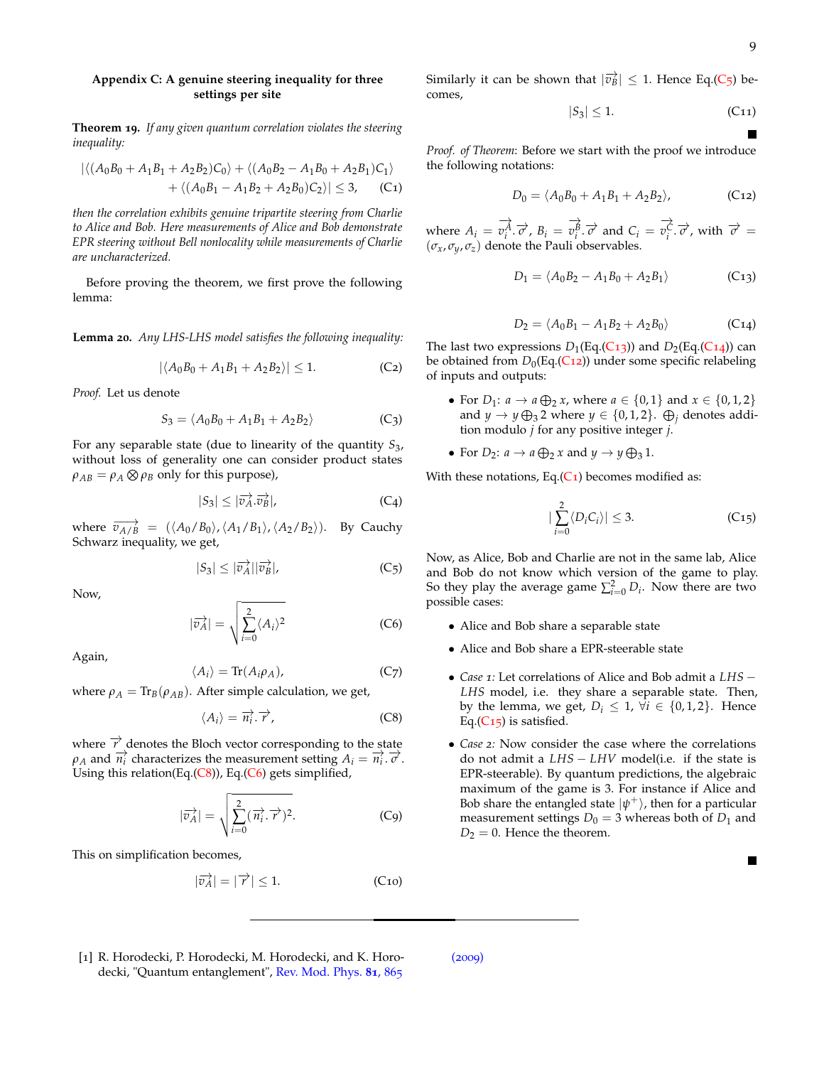## Appendix C: A genuine steering inequality for three settings per site

**Theorem 19.** *If any given quantum correlation violates the steering inequality:*

$$|\langle(A_0B_0 + A_1B_1 + A_2B_2)C_0\rangle + \langle(A_0B_2 - A_1B_0 + A_2B_1)C_1\rangle + \langle(A_0B_1 - A_1B_2 + A_2B_0)C_2\rangle| \leq 3, \quad \text{(C1)}$$

*then the correlation exhibits genuine tripartite steering from Charlie to Alice and Bob. Here measurements of Alice and Bob demonstrate EPR steering without Bell nonlocality while measurements of Charlie are uncharacterized.*

Before proving the theorem, we first prove the following lemma:

**Lemma 20.** *Any LHS-LHS model satisfies the following inequality:*

$$|\langle A_0B_0 + A_1B_1 + A_2B_2\rangle| \leq 1. \quad \text{(C2)}$$

*Proof.* Let us denote

$$S_3 = \langle A_0B_0 + A_1B_1 + A_2B_2\rangle \quad \text{(C3)}$$

For any separable state (due to linearity of the quantity $S_3$, without loss of generality one can consider product states $\rho_{AB} = \rho_A \otimes \rho_B$ only for this purpose),

$$|S_3| \leq |\overrightarrow{v_A}.\overrightarrow{v_B}|, \quad \text{(C4)}$$

where $\overrightarrow{v_{A/B}} = (\langle A_0/B_0\rangle, \langle A_1/B_1\rangle, \langle A_2/B_2\rangle)$. By Cauchy Schwarz inequality, we get,

$$|S_3| \leq |\overrightarrow{v_A}||\overrightarrow{v_B}|, \quad \text{(C5)}$$

Now,

$$|\overrightarrow{v_A}| = \sqrt{\sum_{i=0}^{2}\langle A_i\rangle^2} \quad \text{(C6)}$$

Again,

$$\langle A_i\rangle = \text{Tr}(A_i\rho_A), \quad \text{(C7)}$$

where $\rho_A = \text{Tr}_B(\rho_{AB})$. After simple calculation, we get,

$$\langle A_i\rangle = \overrightarrow{n_i}.\overrightarrow{r}, \quad \text{(C8)}$$

where $\overrightarrow{r}$ denotes the Bloch vector corresponding to the state $\rho_A$ and $\overrightarrow{n_i}$ characterizes the measurement setting $A_i = \overrightarrow{n_i}.\overrightarrow{\sigma}$. Using this relation(Eq.(C8)), Eq.(C6) gets simplified,

$$|\overrightarrow{v_A}| = \sqrt{\sum_{i=0}^{2}(\overrightarrow{n_i}.\overrightarrow{r})^2}. \quad \text{(C9)}$$

This on simplification becomes,

$$|\overrightarrow{v_A}| = |\overrightarrow{r}| \leq 1. \quad \text{(C10)}$$

Similarly it can be shown that $|\overrightarrow{v_B}| \leq 1$. Hence Eq.(C5) becomes,

$$|S_3| \leq 1. \quad \text{(C11)}$$

■

*Proof. of Theorem*: Before we start with the proof we introduce the following notations:

$$D_0 = \langle A_0B_0 + A_1B_1 + A_2B_2\rangle, \quad \text{(C12)}$$

where $A_i = \overrightarrow{v_i^A}.\overrightarrow{\sigma}$, $B_i = \overrightarrow{v_i^B}.\overrightarrow{\sigma}$ and $C_i = \overrightarrow{v_i^C}.\overrightarrow{\sigma}$, with $\overrightarrow{\sigma} = (\sigma_x, \sigma_y, \sigma_z)$ denote the Pauli observables.

$$D_1 = \langle A_0B_2 - A_1B_0 + A_2B_1\rangle \quad \text{(C13)}$$

$$D_2 = \langle A_0B_1 - A_1B_2 + A_2B_0\rangle \quad \text{(C14)}$$

The last two expressions $D_1$(Eq.(C13)) and $D_2$(Eq.(C14)) can be obtained from $D_0$(Eq.(C12)) under some specific relabeling of inputs and outputs:

- For $D_1$: $a \to a \bigoplus_2 x$, where $a \in \{0,1\}$ and $x \in \{0,1,2\}$ and $y \to y \bigoplus_3 2$ where $y \in \{0,1,2\}$. $\bigoplus_j$ denotes addition modulo $j$ for any positive integer $j$.
- For $D_2$: $a \to a \bigoplus_2 x$ and $y \to y \bigoplus_3 1$.

With these notations, Eq.(C1) becomes modified as:

$$|\sum_{i=0}^{2}\langle D_iC_i\rangle| \leq 3. \quad \text{(C15)}$$

Now, as Alice, Bob and Charlie are not in the same lab, Alice and Bob do not know which version of the game to play. So they play the average game $\sum_{i=0}^{2} D_i$. Now there are two possible cases:

- Alice and Bob share a separable state
- Alice and Bob share a EPR-steerable state

- *Case 1:* Let correlations of Alice and Bob admit a $LHS - LHS$ model, i.e. they share a separable state. Then, by the lemma, we get, $D_i \leq 1$, $\forall i \in \{0,1,2\}$. Hence Eq.(C15) is satisfied.
- *Case 2:* Now consider the case where the correlations do not admit a $LHS - LHV$ model(i.e. if the state is EPR-steerable). By quantum predictions, the algebraic maximum of the game is 3. For instance if Alice and Bob share the entangled state $|\psi^+\rangle$, then for a particular measurement settings $D_0 = 3$ whereas both of $D_1$ and $D_2 = 0$. Hence the theorem.

■

[1] R. Horodecki, P. Horodecki, M. Horodecki, and K. Horodecki, "Quantum entanglement", Rev. Mod. Phys. **81**, 865 (2009)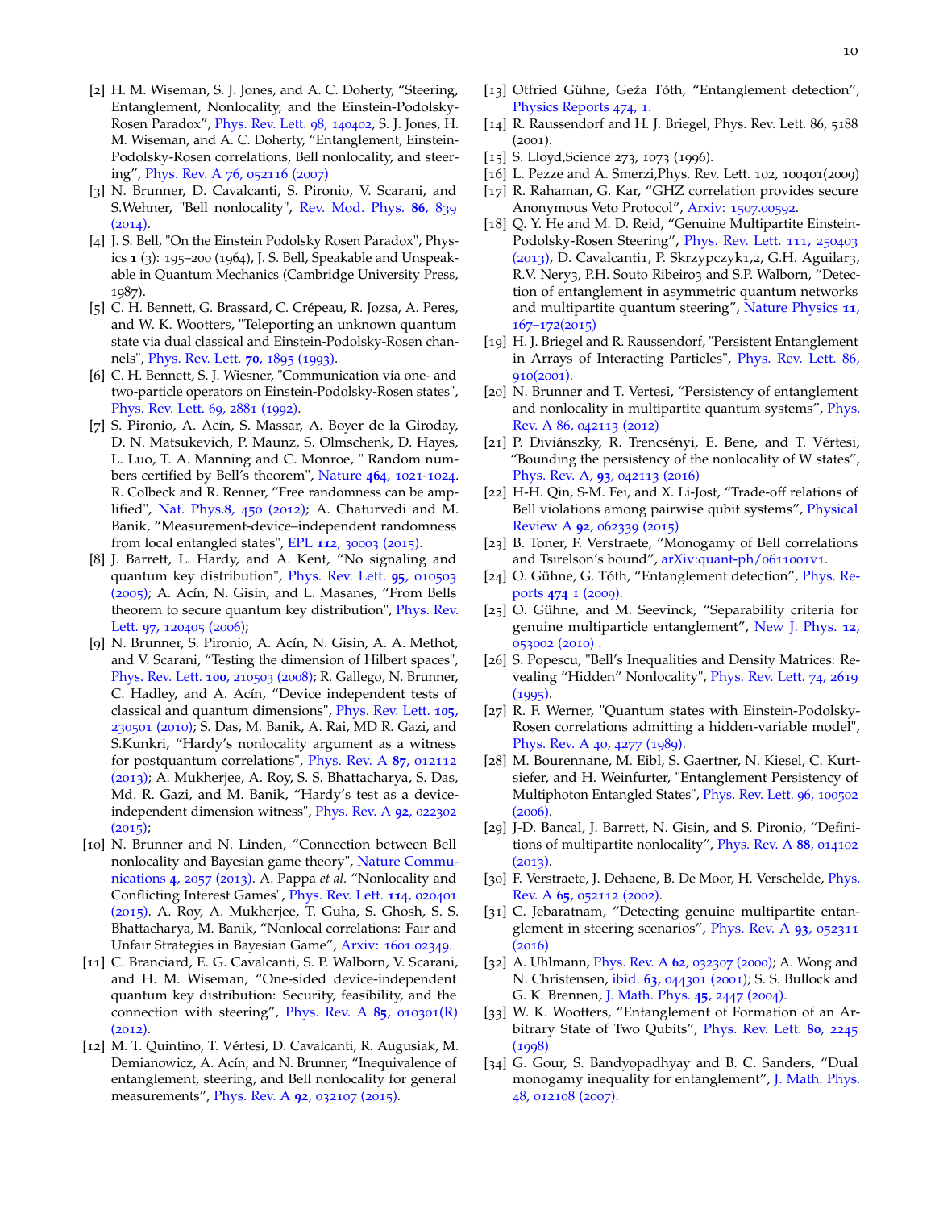[2] H. M. Wiseman, S. J. Jones, and A. C. Doherty, "Steering, Entanglement, Nonlocality, and the Einstein-Podolsky-Rosen Paradox", Phys. Rev. Lett. 98, 140402, S. J. Jones, H. M. Wiseman, and A. C. Doherty, "Entanglement, Einstein-Podolsky-Rosen correlations, Bell nonlocality, and steering", Phys. Rev. A 76, 052116 (2007)

[3] N. Brunner, D. Cavalcanti, S. Pironio, V. Scarani, and S.Wehner, "Bell nonlocality", Rev. Mod. Phys. **86**, 839 (2014).

[4] J. S. Bell, "On the Einstein Podolsky Rosen Paradox", Physics **1** (3): 195–200 (1964), J. S. Bell, Speakable and Unspeakable in Quantum Mechanics (Cambridge University Press, 1987).

[5] C. H. Bennett, G. Brassard, C. Crépeau, R. Jozsa, A. Peres, and W. K. Wootters, "Teleporting an unknown quantum state via dual classical and Einstein-Podolsky-Rosen channels", Phys. Rev. Lett. **70**, 1895 (1993).

[6] C. H. Bennett, S. J. Wiesner, "Communication via one- and two-particle operators on Einstein-Podolsky-Rosen states", Phys. Rev. Lett. 69, 2881 (1992).

[7] S. Pironio, A. Acín, S. Massar, A. Boyer de la Giroday, D. N. Matsukevich, P. Maunz, S. Olmschenk, D. Hayes, L. Luo, T. A. Manning and C. Monroe, " Random numbers certified by Bell's theorem", Nature **464**, 1021-1024. R. Colbeck and R. Renner, "Free randomness can be amplified", Nat. Phys.**8**, 450 (2012); A. Chaturvedi and M. Banik, "Measurement-device–independent randomness from local entangled states", EPL **112**, 30003 (2015).

[8] J. Barrett, L. Hardy, and A. Kent, "No signaling and quantum key distribution", Phys. Rev. Lett. **95**, 010503 (2005); A. Acín, N. Gisin, and L. Masanes, "From Bells theorem to secure quantum key distribution", Phys. Rev. Lett. **97**, 120405 (2006);

[9] N. Brunner, S. Pironio, A. Acín, N. Gisin, A. A. Methot, and V. Scarani, "Testing the dimension of Hilbert spaces", Phys. Rev. Lett. **100**, 210503 (2008); R. Gallego, N. Brunner, C. Hadley, and A. Acín, "Device independent tests of classical and quantum dimensions", Phys. Rev. Lett. **105**, 230501 (2010); S. Das, M. Banik, A. Rai, MD R. Gazi, and S.Kunkri, "Hardy's nonlocality argument as a witness for postquantum correlations", Phys. Rev. A **87**, 012112 (2013); A. Mukherjee, A. Roy, S. S. Bhattacharya, S. Das, Md. R. Gazi, and M. Banik, "Hardy's test as a device-independent dimension witness", Phys. Rev. A **92**, 022302 (2015);

[10] N. Brunner and N. Linden, "Connection between Bell nonlocality and Bayesian game theory", Nature Communications **4**, 2057 (2013). A. Pappa *et al.* "Nonlocality and Conflicting Interest Games", Phys. Rev. Lett. **114**, 020401 (2015). A. Roy, A. Mukherjee, T. Guha, S. Ghosh, S. S. Bhattacharya, M. Banik, "Nonlocal correlations: Fair and Unfair Strategies in Bayesian Game", Arxiv: 1601.02349.

[11] C. Branciard, E. G. Cavalcanti, S. P. Walborn, V. Scarani, and H. M. Wiseman, "One-sided device-independent quantum key distribution: Security, feasibility, and the connection with steering", Phys. Rev. A **85**, 010301(R) (2012).

[12] M. T. Quintino, T. Vértesi, D. Cavalcanti, R. Augusiak, M. Demianowicz, A. Acín, and N. Brunner, "Inequivalence of entanglement, steering, and Bell nonlocality for general measurements", Phys. Rev. A **92**, 032107 (2015).

[13] Otfried Gühne, Geźa Tóth, "Entanglement detection", Physics Reports 474, 1.

[14] R. Raussendorf and H. J. Briegel, Phys. Rev. Lett. 86, 5188 (2001).

[15] S. Lloyd,Science 273, 1073 (1996).

[16] L. Pezze and A. Smerzi,Phys. Rev. Lett. 102, 100401(2009)

[17] R. Rahaman, G. Kar, "GHZ correlation provides secure Anonymous Veto Protocol", Arxiv: 1507.00592.

[18] Q. Y. He and M. D. Reid, "Genuine Multipartite Einstein-Podolsky-Rosen Steering", Phys. Rev. Lett. 111, 250403 (2013), D. Cavalcanti1, P. Skrzypczyk1,2, G.H. Aguilar3, R.V. Nery3, P.H. Souto Ribeiro3 and S.P. Walborn, "Detection of entanglement in asymmetric quantum networks and multipartite quantum steering", Nature Physics **11**, 167–172(2015)

[19] H. J. Briegel and R. Raussendorf, "Persistent Entanglement in Arrays of Interacting Particles", Phys. Rev. Lett. 86, 910(2001).

[20] N. Brunner and T. Vertesi, "Persistency of entanglement and nonlocality in multipartite quantum systems", Phys. Rev. A 86, 042113 (2012)

[21] P. Diviánszky, R. Trencsényi, E. Bene, and T. Vértesi, "Bounding the persistency of the nonlocality of W states", Phys. Rev. A, **93**, 042113 (2016)

[22] H-H. Qin, S-M. Fei, and X. Li-Jost, "Trade-off relations of Bell violations among pairwise qubit systems", Physical Review A **92**, 062339 (2015)

[23] B. Toner, F. Verstraete, "Monogamy of Bell correlations and Tsirelson's bound", arXiv:quant-ph/0611001v1.

[24] O. Gühne, G. Tóth, "Entanglement detection", Phys. Reports **474** 1 (2009).

[25] O. Gühne, and M. Seevinck, "Separability criteria for genuine multiparticle entanglement", New J. Phys. **12**, 053002 (2010) .

[26] S. Popescu, "Bell's Inequalities and Density Matrices: Revealing "Hidden" Nonlocality", Phys. Rev. Lett. 74, 2619 (1995).

[27] R. F. Werner, "Quantum states with Einstein-Podolsky-Rosen correlations admitting a hidden-variable model", Phys. Rev. A 40, 4277 (1989).

[28] M. Bourennane, M. Eibl, S. Gaertner, N. Kiesel, C. Kurtsiefer, and H. Weinfurter, "Entanglement Persistency of Multiphoton Entangled States", Phys. Rev. Lett. 96, 100502 (2006).

[29] J-D. Bancal, J. Barrett, N. Gisin, and S. Pironio, "Definitions of multipartite nonlocality", Phys. Rev. A **88**, 014102 (2013).

[30] F. Verstraete, J. Dehaene, B. De Moor, H. Verschelde, Phys. Rev. A **65**, 052112 (2002).

[31] C. Jebaratnam, "Detecting genuine multipartite entanglement in steering scenarios", Phys. Rev. A **93**, 052311 (2016)

[32] A. Uhlmann, Phys. Rev. A **62**, 032307 (2000); A. Wong and N. Christensen, ibid. **63**, 044301 (2001); S. S. Bullock and G. K. Brennen, J. Math. Phys. **45**, 2447 (2004).

[33] W. K. Wootters, "Entanglement of Formation of an Arbitrary State of Two Qubits", Phys. Rev. Lett. **80**, 2245 (1998)

[34] G. Gour, S. Bandyopadhyay and B. C. Sanders, "Dual monogamy inequality for entanglement", J. Math. Phys. 48, 012108 (2007).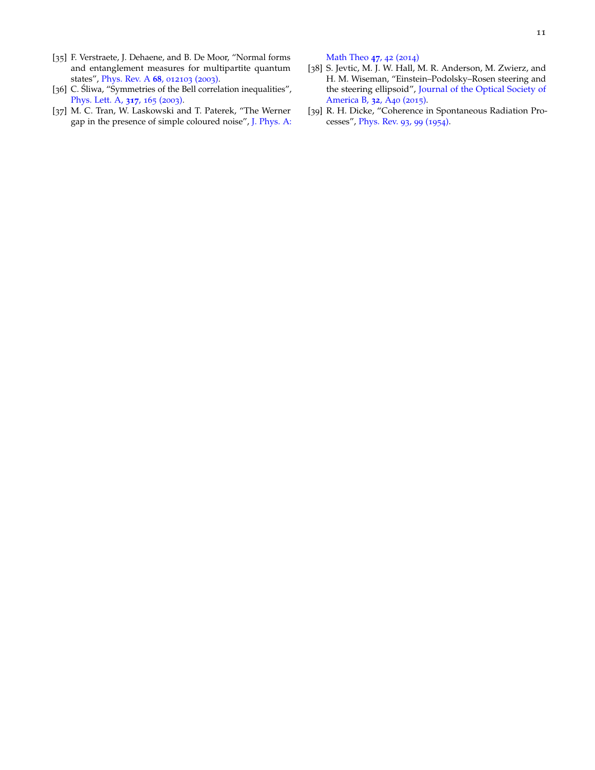[35] F. Verstraete, J. Dehaene, and B. De Moor, "Normal forms and entanglement measures for multipartite quantum states", Phys. Rev. A **68**, 012103 (2003).

[36] C. Śliwa, "Symmetries of the Bell correlation inequalities", Phys. Lett. A, **317**, 165 (2003).

[37] M. C. Tran, W. Laskowski and T. Paterek, "The Werner gap in the presence of simple coloured noise", J. Phys. A: Math Theo **47**, 42 (2014)

[38] S. Jevtic, M. J. W. Hall, M. R. Anderson, M. Zwierz, and H. M. Wiseman, "Einstein–Podolsky–Rosen steering and the steering ellipsoid", Journal of the Optical Society of America B, **32**, A40 (2015).

[39] R. H. Dicke, "Coherence in Spontaneous Radiation Processes", Phys. Rev. 93, 99 (1954).